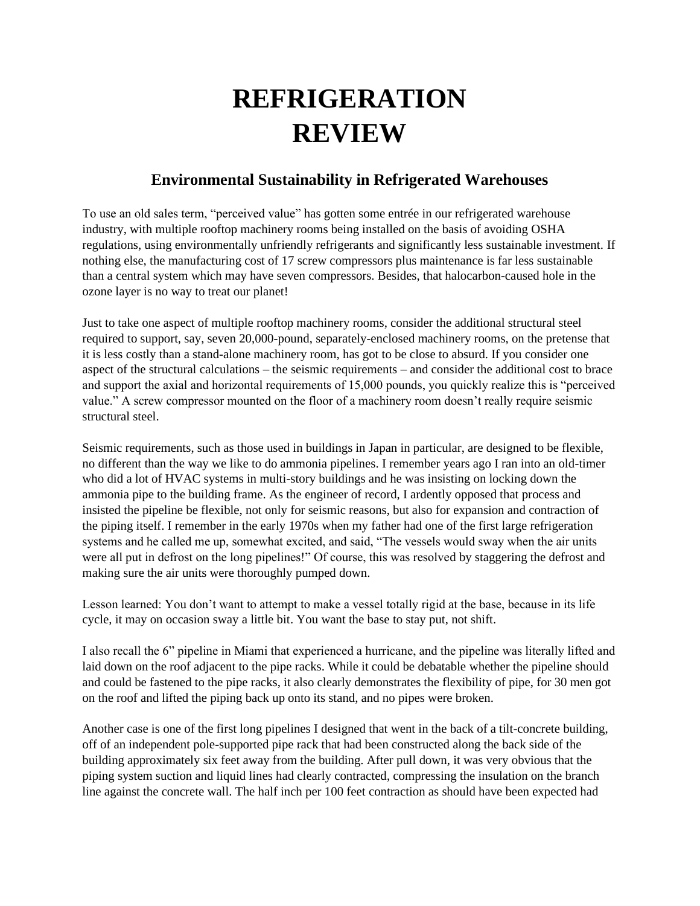# REFRIGERATION REVIEW

## Environmental Sustainability in Refrigerated Warehouses

To use an old sales term, "perceived value" has gotten some entrée in our refrigerated warehouse industry, with multiple rooftop machinery rooms being installed on the basis of avoiding OSHA regulations, using environmentally unfriendly refrigerants and significantly less sustainable investment. If nothing else, the manufacturing cost of 17 screw compressors plus maintenance is far less sustainable than a central system which may have seven compressors. Besides, that halocarbon-caused hole in the ozone layer is no way to treat our planet!

Just to take one aspect of multiple rooftop machinery rooms, consider the additional structural steel required to support, say, seven 20,000-pound, separately-enclosed machinery rooms, on the pretense that it is less costly than a stand-alone machinery room, has got to be close to absurd. If you consider one aspect of the structural calculations – the seismic requirements – and consider the additional cost to brace and support the axial and horizontal requirements of 15,000 pounds, you quickly realize this is "perceived value." A screw compressor mounted on the floor of a machinery room doesn't really require seismic structural steel.

Seismic requirements, such as those used in buildings in Japan in particular, are designed to be flexible, no different than the way we like to do ammonia pipelines. I remember years ago I ran into an old-timer who did a lot of HVAC systems in multi-story buildings and he was insisting on locking down the ammonia pipe to the building frame. As the engineer of record, I ardently opposed that process and insisted the pipeline be flexible, not only for seismic reasons, but also for expansion and contraction of the piping itself. I remember in the early 1970s when my father had one of the first large refrigeration systems and he called me up, somewhat excited, and said, "The vessels would sway when the air units were all put in defrost on the long pipelines!" Of course, this was resolved by staggering the defrost and making sure the air units were thoroughly pumped down.

Lesson learned: You don't want to attempt to make a vessel totally rigid at the base, because in its life cycle, it may on occasion sway a little bit. You want the base to stay put, not shift.

I also recall the 6" pipeline in Miami that experienced a hurricane, and the pipeline was literally lifted and laid down on the roof adjacent to the pipe racks. While it could be debatable whether the pipeline should and could be fastened to the pipe racks, it also clearly demonstrates the flexibility of pipe, for 30 men got on the roof and lifted the piping back up onto its stand, and no pipes were broken.

Another case is one of the first long pipelines I designed that went in the back of a tilt-concrete building, off of an independent pole-supported pipe rack that had been constructed along the back side of the building approximately six feet away from the building. After pull down, it was very obvious that the piping system suction and liquid lines had clearly contracted, compressing the insulation on the branch line against the concrete wall. The half inch per 100 feet contraction as should have been expected had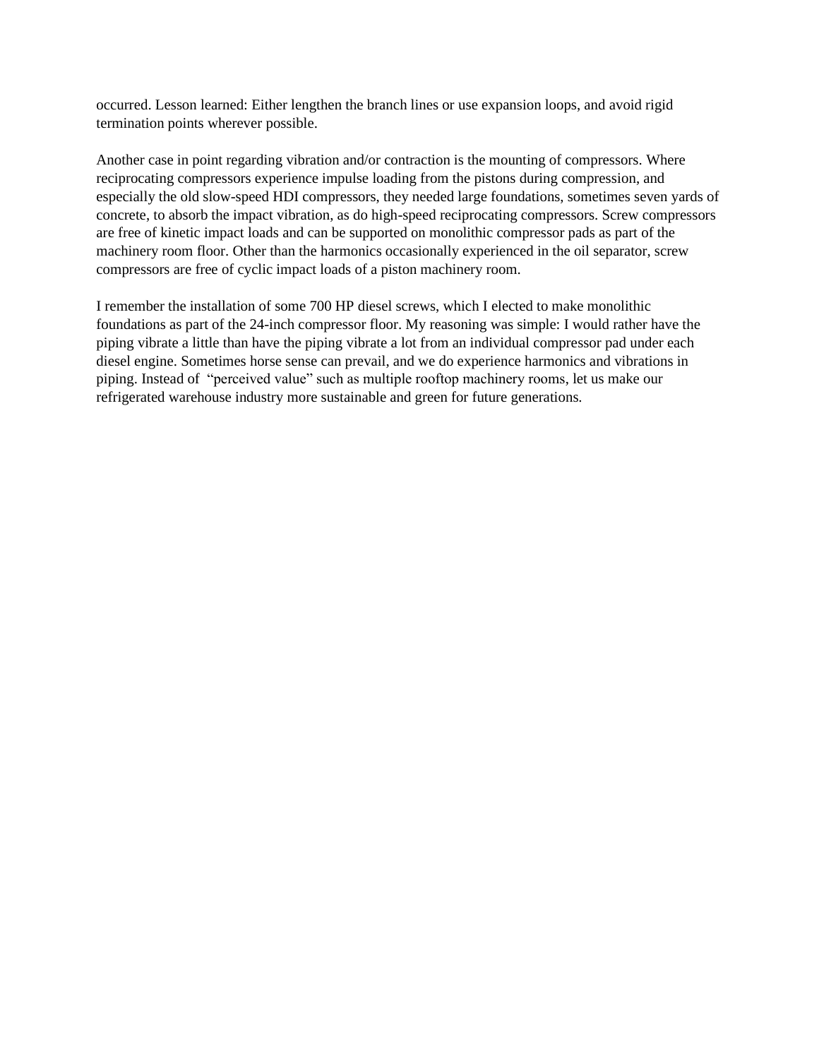occurred. Lesson learned: Either lengthen the branch lines or use expansion loops, and avoid rigid termination points wherever possible.

Another case in point regarding vibration and/or contraction is the mounting of compressors. Where reciprocating compressors experience impulse loading from the pistons during compression, and especially the old slow-speed HDI compressors, they needed large foundations, sometimes seven yards of concrete, to absorb the impact vibration, as do high-speed reciprocating compressors. Screw compressors are free of kinetic impact loads and can be supported on monolithic compressor pads as part of the machinery room floor. Other than the harmonics occasionally experienced in the oil separator, screw compressors are free of cyclic impact loads of a piston machinery room.

I remember the installation of some 700 HP diesel screws, which I elected to make monolithic foundations as part of the 24-inch compressor floor. My reasoning was simple: I would rather have the piping vibrate a little than have the piping vibrate a lot from an individual compressor pad under each diesel engine. Sometimes horse sense can prevail, and we do experience harmonics and vibrations in piping. Instead of "perceived value" such as multiple rooftop machinery rooms, let us make our refrigerated warehouse industry more sustainable and green for future generations.